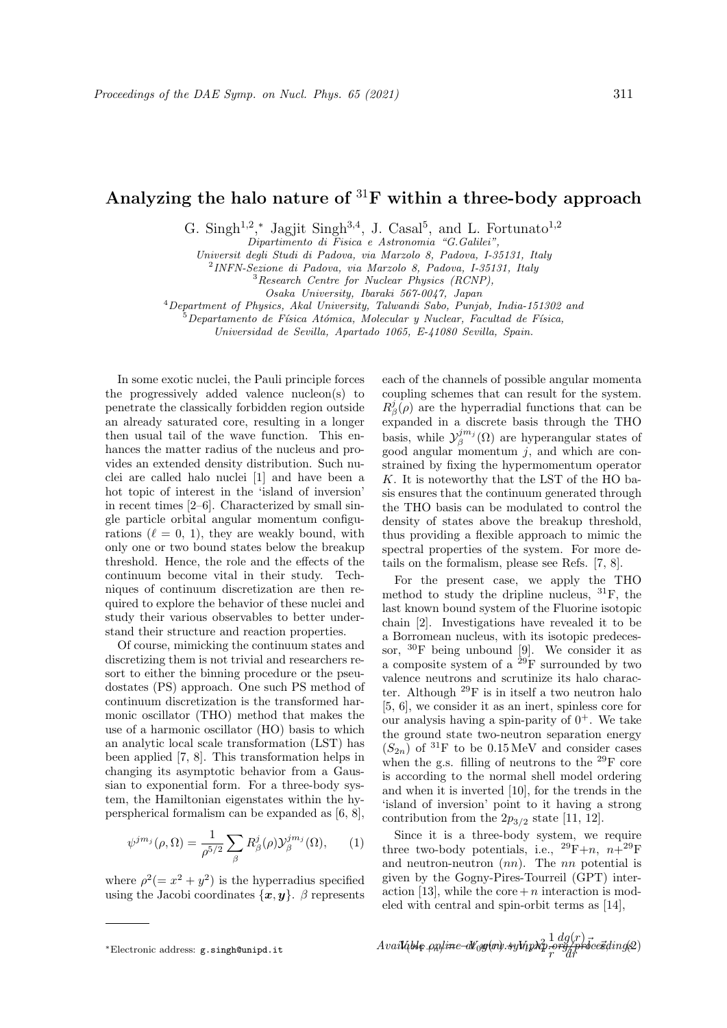# Analyzing the halo nature of $^{31}$F within a three-body approach

G. Singh[1,2,*], Jagjit Singh[3,4], J. Casal[5], and L. Fortunato[1,2]

*Dipartimento di Fisica e Astronomia "G.Galilei", Universit degli Studi di Padova, via Marzolo 8, Padova, I-35131, Italy*
[2]*INFN-Sezione di Padova, via Marzolo 8, Padova, I-35131, Italy*
[3]*Research Centre for Nuclear Physics (RCNP), Osaka University, Ibaraki 567-0047, Japan*
[4]*Department of Physics, Akal University, Talwandi Sabo, Punjab, India-151302 and*
[5]*Departamento de Física Atómica, Molecular y Nuclear, Facultad de Física, Universidad de Sevilla, Apartado 1065, E-41080 Sevilla, Spain.*

In some exotic nuclei, the Pauli principle forces the progressively added valence nucleon(s) to penetrate the classically forbidden region outside an already saturated core, resulting in a longer then usual tail of the wave function. This enhances the matter radius of the nucleus and provides an extended density distribution. Such nuclei are called halo nuclei [1] and have been a hot topic of interest in the 'island of inversion' in recent times [2–6]. Characterized by small single particle orbital angular momentum configurations ($\ell$ = 0, 1), they are weakly bound, with only one or two bound states below the breakup threshold. Hence, the role and the effects of the continuum become vital in their study. Techniques of continuum discretization are then required to explore the behavior of these nuclei and study their various observables to better understand their structure and reaction properties.

Of course, mimicking the continuum states and discretizing them is not trivial and researchers resort to either the binning procedure or the pseudostates (PS) approach. One such PS method of continuum discretization is the transformed harmonic oscillator (THO) method that makes the use of a harmonic oscillator (HO) basis to which an analytic local scale transformation (LST) has been applied [7, 8]. This transformation helps in changing its asymptotic behavior from a Gaussian to exponential form. For a three-body system, the Hamiltonian eigenstates within the hyperspherical formalism can be expanded as [6, 8],

$$\psi^{jm_j}(\rho,\Omega) = \frac{1}{\rho^{5/2}} \sum_\beta R^j_\beta(\rho) \mathcal{Y}^{jm_j}_\beta(\Omega), \qquad (1)$$

where $\rho^2 (= x^2 + y^2)$ is the hyperradius specified using the Jacobi coordinates $\{\boldsymbol{x}, \boldsymbol{y}\}$. $\beta$ represents each of the channels of possible angular momenta coupling schemes that can result for the system. $R^j_\beta(\rho)$ are the hyperradial functions that can be expanded in a discrete basis through the THO basis, while $\mathcal{Y}^{jm_j}_\beta(\Omega)$ are hyperangular states of good angular momentum $j$, and which are constrained by fixing the hypermomentum operator $K$. It is noteworthy that the LST of the HO basis ensures that the continuum generated through the THO basis can be modulated to control the density of states above the breakup threshold, thus providing a flexible approach to mimic the spectral properties of the system. For more details on the formalism, please see Refs. [7, 8].

For the present case, we apply the THO method to study the dripline nucleus, $^{31}$F, the last known bound system of the Fluorine isotopic chain [2]. Investigations have revealed it to be a Borromean nucleus, with its isotopic predecessor, $^{30}$F being unbound [9]. We consider it as a composite system of a $^{29}$F surrounded by two valence neutrons and scrutinize its halo character. Although $^{29}$F is in itself a two neutron halo [5, 6], we consider it as an inert, spinless core for our analysis having a spin-parity of $0^+$. We take the ground state two-neutron separation energy ($S_{2n}$) of $^{31}$F to be 0.15 MeV and consider cases when the g.s. filling of neutrons to the $^{29}$F core is according to the normal shell model ordering and when it is inverted [10], for the trends in the 'island of inversion' point to it having a strong contribution from the $2p_{3/2}$ state [11, 12].

Since it is a three-body system, we require three two-body potentials, i.e., $^{29}$F+$n$, $n$+$^{29}$F and neutron-neutron ($nn$). The $nn$ potential is given by the Gogny-Pires-Tourreil (GPT) interaction [13], while the core+$n$ interaction is modeled with central and spin-orbit terms as [14],

$$V_{(^{29}\mathrm{F}-n)} = -V_0 g(r) + V_{ls}\lambda_\pi^2 \frac{1}{r}\frac{dg(r)}{dr}\vec{\ell}\cdot\vec{s}, \qquad (2)$$

*Electronic address: g.singh@unipd.it

Available online at www.sympnp.org/proceedings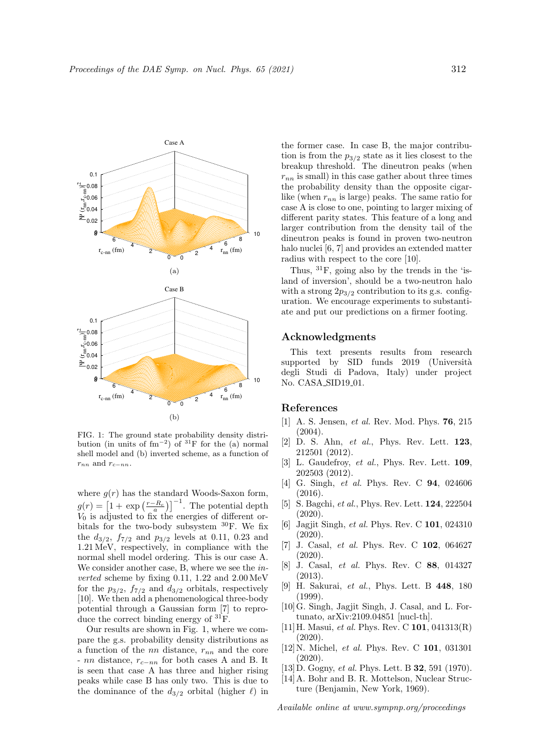Case A

0.1
0.08
0.06
0.04
0.02
0
$|\Psi(r_{nn},r_{c\text{-}nn})|^2$
$r_{c\text{-}nn}$ (fm)
6
4
2
0
0
2
4
6
8
10
$r_{nn}$ (fm)

(a)

Case B

0.1
0.08
0.06
0.04
0.02
0
$|\Psi(r_{nn},r_{c\text{-}nn})|^2$
$r_{c\text{-}nn}$ (fm)
6
4
2
0
0
2
4
6
8
10
$r_{nn}$ (fm)

(b)

FIG. 1: The ground state probability density distribution (in units of fm$^{-2}$) of $^{31}$F for the (a) normal shell model and (b) inverted scheme, as a function of $r_{nn}$ and $r_{c-nn}$.

where $g(r)$ has the standard Woods-Saxon form, $g(r) = \left[1 + \exp\left(\frac{r-R_c}{a}\right)\right]^{-1}$. The potential depth $V_0$ is adjusted to fix the energies of different orbitals for the two-body subsystem $^{30}$F. We fix the $d_{3/2}$, $f_{7/2}$ and $p_{3/2}$ levels at 0.11, 0.23 and 1.21 MeV, respectively, in compliance with the normal shell model ordering. This is our case A. We consider another case, B, where we see the *inverted* scheme by fixing 0.11, 1.22 and 2.00 MeV for the $p_{3/2}$, $f_{7/2}$ and $d_{3/2}$ orbitals, respectively [10]. We then add a phenomenological three-body potential through a Gaussian form [7] to reproduce the correct binding energy of $^{31}$F.

Our results are shown in Fig. 1, where we compare the g.s. probability density distributions as a function of the $nn$ distance, $r_{nn}$ and the core - $nn$ distance, $r_{c-nn}$ for both cases A and B. It is seen that case A has three and higher rising peaks while case B has only two. This is due to the dominance of the $d_{3/2}$ orbital (higher $\ell$) in the former case. In case B, the major contribution is from the $p_{3/2}$ state as it lies closest to the breakup threshold. The dineutron peaks (when $r_{nn}$ is small) in this case gather about three times the probability density than the opposite cigar-like (when $r_{nn}$ is large) peaks. The same ratio for case A is close to one, pointing to larger mixing of different parity states. This feature of a long and larger contribution from the density tail of the dineutron peaks is found in proven two-neutron halo nuclei [6, 7] and provides an extended matter radius with respect to the core [10].

Thus, $^{31}$F, going also by the trends in the 'island of inversion', should be a two-neutron halo with a strong $2p_{3/2}$ contribution to its g.s. configuration. We encourage experiments to substantiate and put our predictions on a firmer footing.

## Acknowledgments

This text presents results from research supported by SID funds 2019 (Università degli Studi di Padova, Italy) under project No. CASA_SID19_01.

## References

[1] A. S. Jensen, *et al.* Rev. Mod. Phys. **76**, 215 (2004).

[2] D. S. Ahn, *et al.*, Phys. Rev. Lett. **123**, 212501 (2012).

[3] L. Gaudefroy, *et al.*, Phys. Rev. Lett. **109**, 202503 (2012).

[4] G. Singh, *et al.* Phys. Rev. C **94**, 024606 (2016).

[5] S. Bagchi, *et al.*, Phys. Rev. Lett. **124**, 222504 (2020).

[6] Jagjit Singh, *et al.* Phys. Rev. C **101**, 024310 (2020).

[7] J. Casal, *et al.* Phys. Rev. C **102**, 064627 (2020).

[8] J. Casal, *et al.* Phys. Rev. C **88**, 014327 (2013).

[9] H. Sakurai, *et al.*, Phys. Lett. B **448**, 180 (1999).

[10] G. Singh, Jagjit Singh, J. Casal, and L. Fortunato, arXiv:2109.04851 [nucl-th].

[11] H. Masui, *et al.* Phys. Rev. C **101**, 041313(R) (2020).

[12] N. Michel, *et al.* Phys. Rev. C **101**, 031301 (2020).

[13] D. Gogny, *et al.* Phys. Lett. B **32**, 591 (1970).

[14] A. Bohr and B. R. Mottelson, Nuclear Structure (Benjamin, New York, 1969).